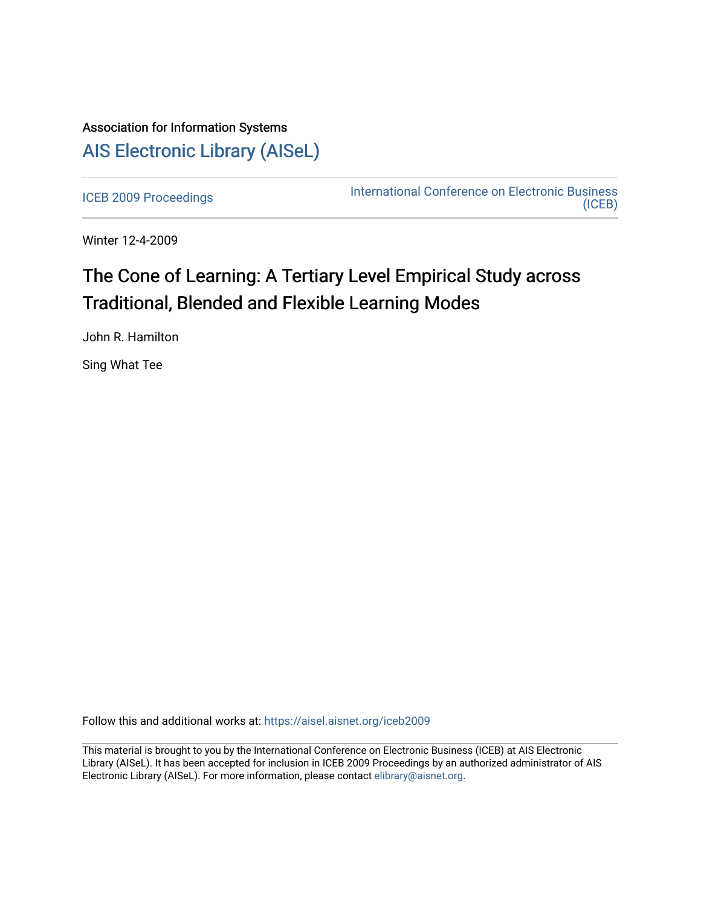Association for Information Systems

# AIS Electronic Library (AISeL)

ICEB 2009 Proceedings

International Conference on Electronic Business (ICEB)

Winter 12-4-2009

## The Cone of Learning: A Tertiary Level Empirical Study across Traditional, Blended and Flexible Learning Modes

John R. Hamilton

Sing What Tee

Follow this and additional works at: https://aisel.aisnet.org/iceb2009

This material is brought to you by the International Conference on Electronic Business (ICEB) at AIS Electronic Library (AISeL). It has been accepted for inclusion in ICEB 2009 Proceedings by an authorized administrator of AIS Electronic Library (AISeL). For more information, please contact elibrary@aisnet.org.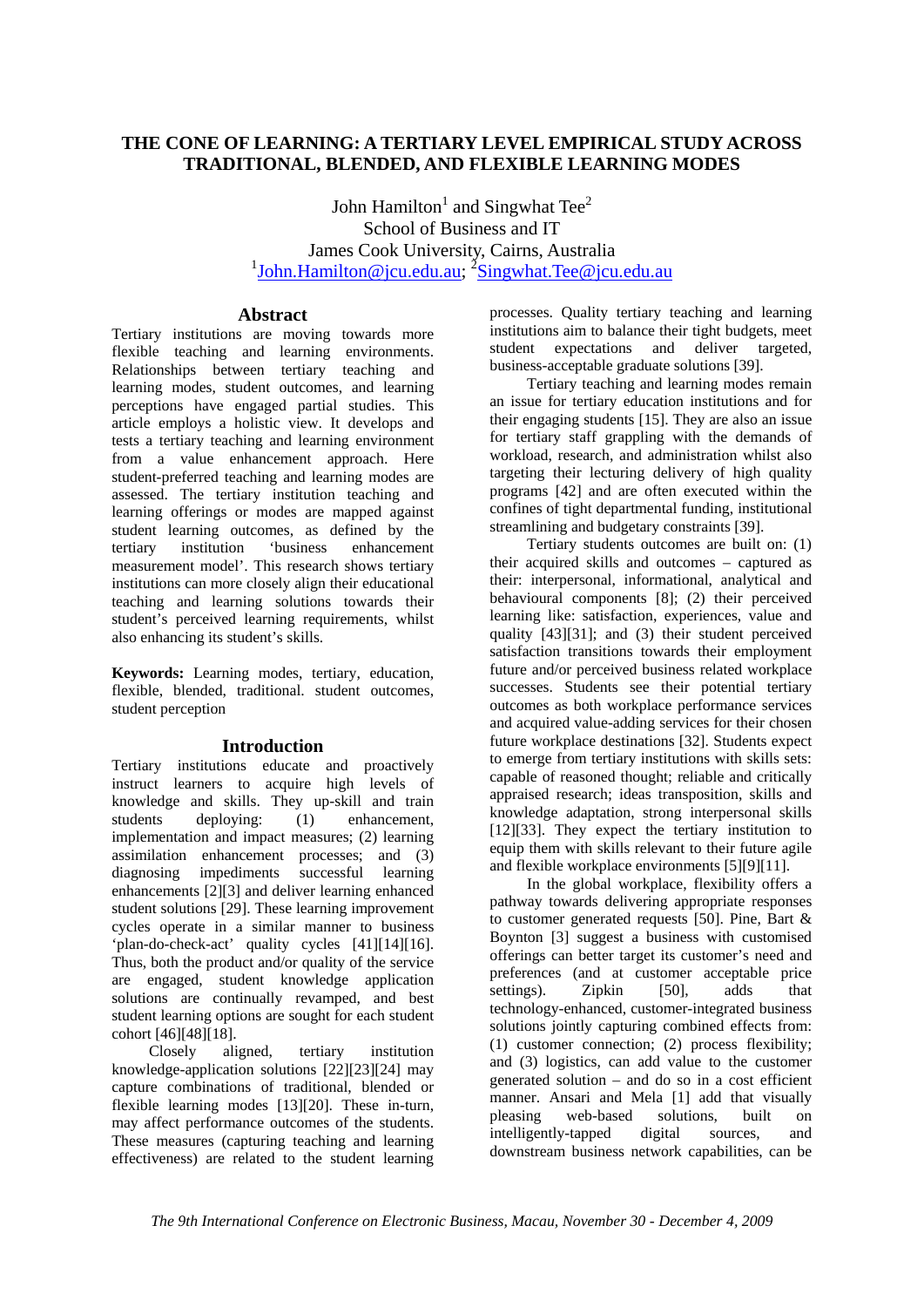# THE CONE OF LEARNING: A TERTIARY LEVEL EMPIRICAL STUDY ACROSS TRADITIONAL, BLENDED, AND FLEXIBLE LEARNING MODES

John Hamilton[1] and Singwhat Tee[2]
School of Business and IT
James Cook University, Cairns, Australia
[1]John.Hamilton@jcu.edu.au; [2]Singwhat.Tee@jcu.edu.au

## Abstract

Tertiary institutions are moving towards more flexible teaching and learning environments. Relationships between tertiary teaching and learning modes, student outcomes, and learning perceptions have engaged partial studies. This article employs a holistic view. It develops and tests a tertiary teaching and learning environment from a value enhancement approach. Here student-preferred teaching and learning modes are assessed. The tertiary institution teaching and learning offerings or modes are mapped against student learning outcomes, as defined by the tertiary institution 'business enhancement measurement model'. This research shows tertiary institutions can more closely align their educational teaching and learning solutions towards their student's perceived learning requirements, whilst also enhancing its student's skills.

**Keywords:** Learning modes, tertiary, education, flexible, blended, traditional. student outcomes, student perception

## Introduction

Tertiary institutions educate and proactively instruct learners to acquire high levels of knowledge and skills. They up-skill and train students deploying: (1) enhancement, implementation and impact measures; (2) learning assimilation enhancement processes; and (3) diagnosing impediments successful learning enhancements [2][3] and deliver learning enhanced student solutions [29]. These learning improvement cycles operate in a similar manner to business 'plan-do-check-act' quality cycles [41][14][16]. Thus, both the product and/or quality of the service are engaged, student knowledge application solutions are continually revamped, and best student learning options are sought for each student cohort [46][48][18].

Closely aligned, tertiary institution knowledge-application solutions [22][23][24] may capture combinations of traditional, blended or flexible learning modes [13][20]. These in-turn, may affect performance outcomes of the students. These measures (capturing teaching and learning effectiveness) are related to the student learning processes. Quality tertiary teaching and learning institutions aim to balance their tight budgets, meet student expectations and deliver targeted, business-acceptable graduate solutions [39].

Tertiary teaching and learning modes remain an issue for tertiary education institutions and for their engaging students [15]. They are also an issue for tertiary staff grappling with the demands of workload, research, and administration whilst also targeting their lecturing delivery of high quality programs [42] and are often executed within the confines of tight departmental funding, institutional streamlining and budgetary constraints [39].

Tertiary students outcomes are built on: (1) their acquired skills and outcomes – captured as their: interpersonal, informational, analytical and behavioural components [8]; (2) their perceived learning like: satisfaction, experiences, value and quality [43][31]; and (3) their student perceived satisfaction transitions towards their employment future and/or perceived business related workplace successes. Students see their potential tertiary outcomes as both workplace performance services and acquired value-adding services for their chosen future workplace destinations [32]. Students expect to emerge from tertiary institutions with skills sets: capable of reasoned thought; reliable and critically appraised research; ideas transposition, skills and knowledge adaptation, strong interpersonal skills [12][33]. They expect the tertiary institution to equip them with skills relevant to their future agile and flexible workplace environments [5][9][11].

In the global workplace, flexibility offers a pathway towards delivering appropriate responses to customer generated requests [50]. Pine, Bart & Boynton [3] suggest a business with customised offerings can better target its customer's need and preferences (and at customer acceptable price settings). Zipkin [50], adds that technology-enhanced, customer-integrated business solutions jointly capturing combined effects from: (1) customer connection; (2) process flexibility; and (3) logistics, can add value to the customer generated solution – and do so in a cost efficient manner. Ansari and Mela [1] add that visually pleasing web-based solutions, built on intelligently-tapped digital sources, and downstream business network capabilities, can be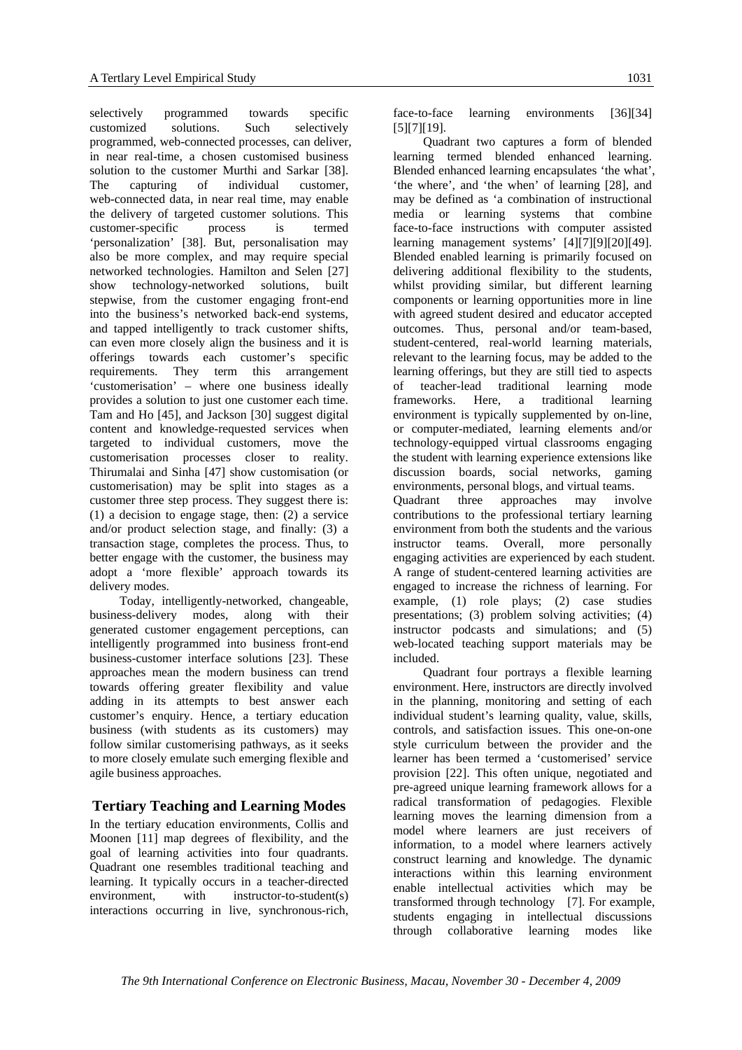selectively programmed towards specific customized solutions. Such selectively programmed, web-connected processes, can deliver, in near real-time, a chosen customised business solution to the customer Murthi and Sarkar [38]. The capturing of individual customer, web-connected data, in near real time, may enable the delivery of targeted customer solutions. This customer-specific process is termed 'personalization' [38]. But, personalisation may also be more complex, and may require special networked technologies. Hamilton and Selen [27] show technology-networked solutions, built stepwise, from the customer engaging front-end into the business's networked back-end systems, and tapped intelligently to track customer shifts, can even more closely align the business and it is offerings towards each customer's specific requirements. They term this arrangement 'customerisation' – where one business ideally provides a solution to just one customer each time. Tam and Ho [45], and Jackson [30] suggest digital content and knowledge-requested services when targeted to individual customers, move the customerisation processes closer to reality. Thirumalai and Sinha [47] show customisation (or customerisation) may be split into stages as a customer three step process. They suggest there is: (1) a decision to engage stage, then: (2) a service and/or product selection stage, and finally: (3) a transaction stage, completes the process. Thus, to better engage with the customer, the business may adopt a 'more flexible' approach towards its delivery modes.

Today, intelligently-networked, changeable, business-delivery modes, along with their generated customer engagement perceptions, can intelligently programmed into business front-end business-customer interface solutions [23]. These approaches mean the modern business can trend towards offering greater flexibility and value adding in its attempts to best answer each customer's enquiry. Hence, a tertiary education business (with students as its customers) may follow similar customerising pathways, as it seeks to more closely emulate such emerging flexible and agile business approaches.

## Tertiary Teaching and Learning Modes

In the tertiary education environments, Collis and Moonen [11] map degrees of flexibility, and the goal of learning activities into four quadrants. Quadrant one resembles traditional teaching and learning. It typically occurs in a teacher-directed environment, with instructor-to-student(s) interactions occurring in live, synchronous-rich, face-to-face learning environments [36][34][5][7][19].

Quadrant two captures a form of blended learning termed blended enhanced learning. Blended enhanced learning encapsulates 'the what', 'the where', and 'the when' of learning [28], and may be defined as 'a combination of instructional media or learning systems that combine face-to-face instructions with computer assisted learning management systems' [4][7][9][20][49]. Blended enabled learning is primarily focused on delivering additional flexibility to the students, whilst providing similar, but different learning components or learning opportunities more in line with agreed student desired and educator accepted outcomes. Thus, personal and/or team-based, student-centered, real-world learning materials, relevant to the learning focus, may be added to the learning offerings, but they are still tied to aspects of teacher-lead traditional learning mode frameworks. Here, a traditional learning environment is typically supplemented by on-line, or computer-mediated, learning elements and/or technology-equipped virtual classrooms engaging the student with learning experience extensions like discussion boards, social networks, gaming environments, personal blogs, and virtual teams.

Quadrant three approaches may involve contributions to the professional tertiary learning environment from both the students and the various instructor teams. Overall, more personally engaging activities are experienced by each student. A range of student-centered learning activities are engaged to increase the richness of learning. For example, (1) role plays; (2) case studies presentations; (3) problem solving activities; (4) instructor podcasts and simulations; and (5) web-located teaching support materials may be included.

Quadrant four portrays a flexible learning environment. Here, instructors are directly involved in the planning, monitoring and setting of each individual student's learning quality, value, skills, controls, and satisfaction issues. This one-on-one style curriculum between the provider and the learner has been termed a 'customerised' service provision [22]. This often unique, negotiated and pre-agreed unique learning framework allows for a radical transformation of pedagogies. Flexible learning moves the learning dimension from a model where learners are just receivers of information, to a model where learners actively construct learning and knowledge. The dynamic interactions within this learning environment enable intellectual activities which may be transformed through technology [7]. For example, students engaging in intellectual discussions through collaborative learning modes like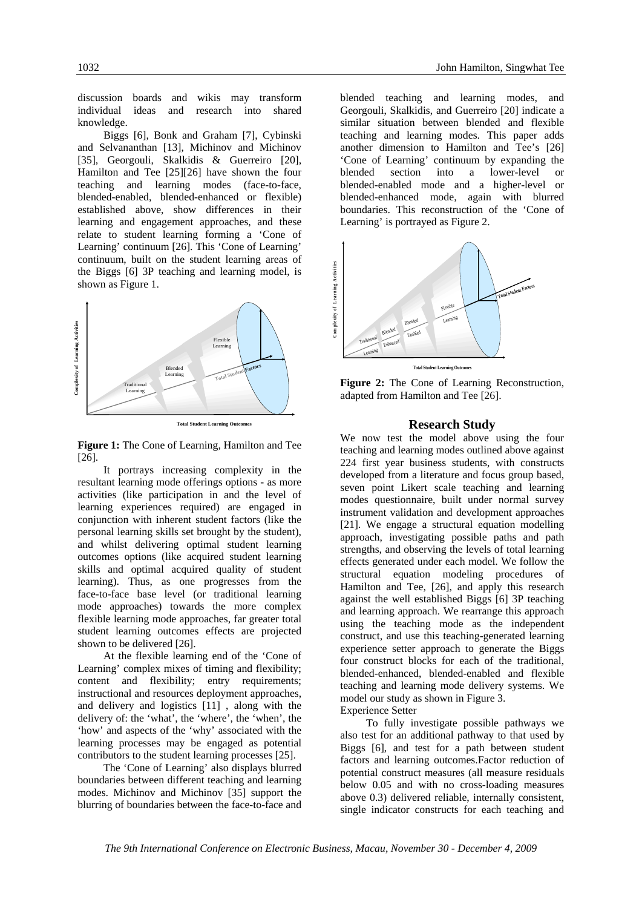discussion boards and wikis may transform individual ideas and research into shared knowledge.

Biggs [6], Bonk and Graham [7], Cybinski and Selvananthan [13], Michinov and Michinov [35], Georgouli, Skalkidis & Guerreiro [20], Hamilton and Tee [25][26] have shown the four teaching and learning modes (face-to-face, blended-enabled, blended-enhanced or flexible) established above, show differences in their learning and engagement approaches, and these relate to student learning forming a 'Cone of Learning' continuum [26]. This 'Cone of Learning' continuum, built on the student learning areas of the Biggs [6] 3P teaching and learning model, is shown as Figure 1.

**Figure 1:** The Cone of Learning, Hamilton and Tee [26].

It portrays increasing complexity in the resultant learning mode offerings options - as more activities (like participation in and the level of learning experiences required) are engaged in conjunction with inherent student factors (like the personal learning skills set brought by the student), and whilst delivering optimal student learning outcomes options (like acquired student learning skills and optimal acquired quality of student learning). Thus, as one progresses from the face-to-face base level (or traditional learning mode approaches) towards the more complex flexible learning mode approaches, far greater total student learning outcomes effects are projected shown to be delivered [26].

At the flexible learning end of the 'Cone of Learning' complex mixes of timing and flexibility; content and flexibility; entry requirements; instructional and resources deployment approaches, and delivery and logistics [11] , along with the delivery of: the 'what', the 'where', the 'when', the 'how' and aspects of the 'why' associated with the learning processes may be engaged as potential contributors to the student learning processes [25].

The 'Cone of Learning' also displays blurred boundaries between different teaching and learning modes. Michinov and Michinov [35] support the blurring of boundaries between the face-to-face and blended teaching and learning modes, and Georgouli, Skalkidis, and Guerreiro [20] indicate a similar situation between blended and flexible teaching and learning modes. This paper adds another dimension to Hamilton and Tee's [26] 'Cone of Learning' continuum by expanding the blended section into a lower-level or blended-enabled mode and a higher-level or blended-enhanced mode, again with blurred boundaries. This reconstruction of the 'Cone of Learning' is portrayed as Figure 2.

**Figure 2:** The Cone of Learning Reconstruction, adapted from Hamilton and Tee [26].

## Research Study

We now test the model above using the four teaching and learning modes outlined above against 224 first year business students, with constructs developed from a literature and focus group based, seven point Likert scale teaching and learning modes questionnaire, built under normal survey instrument validation and development approaches [21]. We engage a structural equation modelling approach, investigating possible paths and path strengths, and observing the levels of total learning effects generated under each model. We follow the structural equation modeling procedures of Hamilton and Tee, [26], and apply this research against the well established Biggs [6] 3P teaching and learning approach. We rearrange this approach using the teaching mode as the independent construct, and use this teaching-generated learning experience setter approach to generate the Biggs four construct blocks for each of the traditional, blended-enhanced, blended-enabled and flexible teaching and learning mode delivery systems. We model our study as shown in Figure 3.

Experience Setter

To fully investigate possible pathways we also test for an additional pathway to that used by Biggs [6], and test for a path between student factors and learning outcomes.Factor reduction of potential construct measures (all measure residuals below 0.05 and with no cross-loading measures above 0.3) delivered reliable, internally consistent, single indicator constructs for each teaching and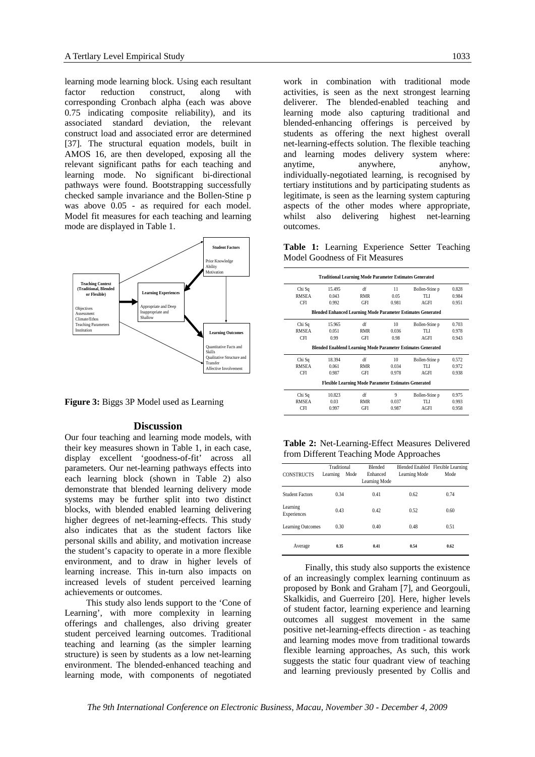learning mode learning block. Using each resultant factor reduction construct, along with corresponding Cronbach alpha (each was above 0.75 indicating composite reliability), and its associated standard deviation, the relevant construct load and associated error are determined [37]. The structural equation models, built in AMOS 16, are then developed, exposing all the relevant significant paths for each teaching and learning mode. No significant bi-directional pathways were found. Bootstrapping successfully checked sample invariance and the Bollen-Stine p was above 0.05 - as required for each model. Model fit measures for each teaching and learning mode are displayed in Table 1.

**Teaching Context (Traditional, Blended or Flexible)**
Objectives
Assessment
Climate/Ethos
Teaching Parameters
Institution

**Learning Experiences**
Appropriate and Deep
Inappropriate and Shallow

**Student Factors**
Prior Knowledge
Ability
Motivation

**Learning Outcomes**
Quantitative Facts and Skills
Qualitative Structure and Transfer
Affective Involvement

**Figure 3:** Biggs 3P Model used as Learning

## Discussion

Our four teaching and learning mode models, with their key measures shown in Table 1, in each case, display excellent 'goodness-of-fit' across all parameters. Our net-learning pathways effects into each learning block (shown in Table 2) also demonstrate that blended learning delivery mode systems may be further split into two distinct blocks, with blended enabled learning delivering higher degrees of net-learning-effects. This study also indicates that as the student factors like personal skills and ability, and motivation increase the student's capacity to operate in a more flexible environment, and to draw in higher levels of learning increase. This in-turn also impacts on increased levels of student perceived learning achievements or outcomes.

This study also lends support to the 'Cone of Learning', with more complexity in learning offerings and challenges, also driving greater student perceived learning outcomes. Traditional teaching and learning (as the simpler learning structure) is seen by students as a low net-learning environment. The blended-enhanced teaching and learning mode, with components of negotiated work in combination with traditional mode activities, is seen as the next strongest learning deliverer. The blended-enabled teaching and learning mode also capturing traditional and blended-enhancing offerings is perceived by students as offering the next highest overall net-learning-effects solution. The flexible teaching and learning modes delivery system where: anytime, anywhere, anyhow, individually-negotiated learning, is recognised by tertiary institutions and by participating students as legitimate, is seen as the learning system capturing aspects of the other modes where appropriate, whilst also delivering highest net-learning outcomes.

**Table 1:** Learning Experience Setter Teaching Model Goodness of Fit Measures

| | | | | | |
|---|---|---|---|---|---|
| **Traditional Learning Mode Parameter Estimates Generated** | | | | | |
| Chi Sq | 15.495 | df | 11 | Bollen-Stine p | 0.828 |
| RMSEA | 0.043 | RMR | 0.05 | TLI | 0.984 |
| CFI | 0.992 | GFI | 0.981 | AGFI | 0.951 |
| **Blended Enhanced Learning Mode Parameter Estimates Generated** | | | | | |
| Chi Sq | 15.965 | df | 10 | Bollen-Stine p | 0.703 |
| RMSEA | 0.051 | RMR | 0.036 | TLI | 0.978 |
| CFI | 0.99 | GFI | 0.98 | AGFI | 0.943 |
| **Blended Enablend Learning Mode Parameter Estimates Generated** | | | | | |
| Chi Sq | 18.394 | df | 10 | Bollen-Stine p | 0.572 |
| RMSEA | 0.061 | RMR | 0.034 | TLI | 0.972 |
| CFI | 0.987 | GFI | 0.978 | AGFI | 0.938 |
| **Flexible Learning Mode Parameter Estimates Generated** | | | | | |
| Chi Sq | 10.823 | df | 9 | Bollen-Stine p | 0.975 |
| RMSEA | 0.03 | RMR | 0.037 | TLI | 0.993 |
| CFI | 0.997 | GFI | 0.987 | AGFI | 0.958 |

**Table 2:** Net-Learning-Effect Measures Delivered from Different Teaching Mode Approaches

| CONSTRUCTS | Traditional Learning Mode | Blended Enhanced Learning Mode | Blended Enabled Learning Mode | Flexible Learning Mode |
|---|---|---|---|---|
| Student Factors | 0.34 | 0.41 | 0.62 | 0.74 |
| Learning Experiences | 0.43 | 0.42 | 0.52 | 0.60 |
| Learning Outcomes | 0.30 | 0.40 | 0.48 | 0.51 |
| Average | **0.35** | **0.41** | **0.54** | **0.62** |

Finally, this study also supports the existence of an increasingly complex learning continuum as proposed by Bonk and Graham [7], and Georgouli, Skalkidis, and Guerreiro [20]. Here, higher levels of student factor, learning experience and learning outcomes all suggest movement in the same positive net-learning-effects direction - as teaching and learning modes move from traditional towards flexible learning approaches, As such, this work suggests the static four quadrant view of teaching and learning previously presented by Collis and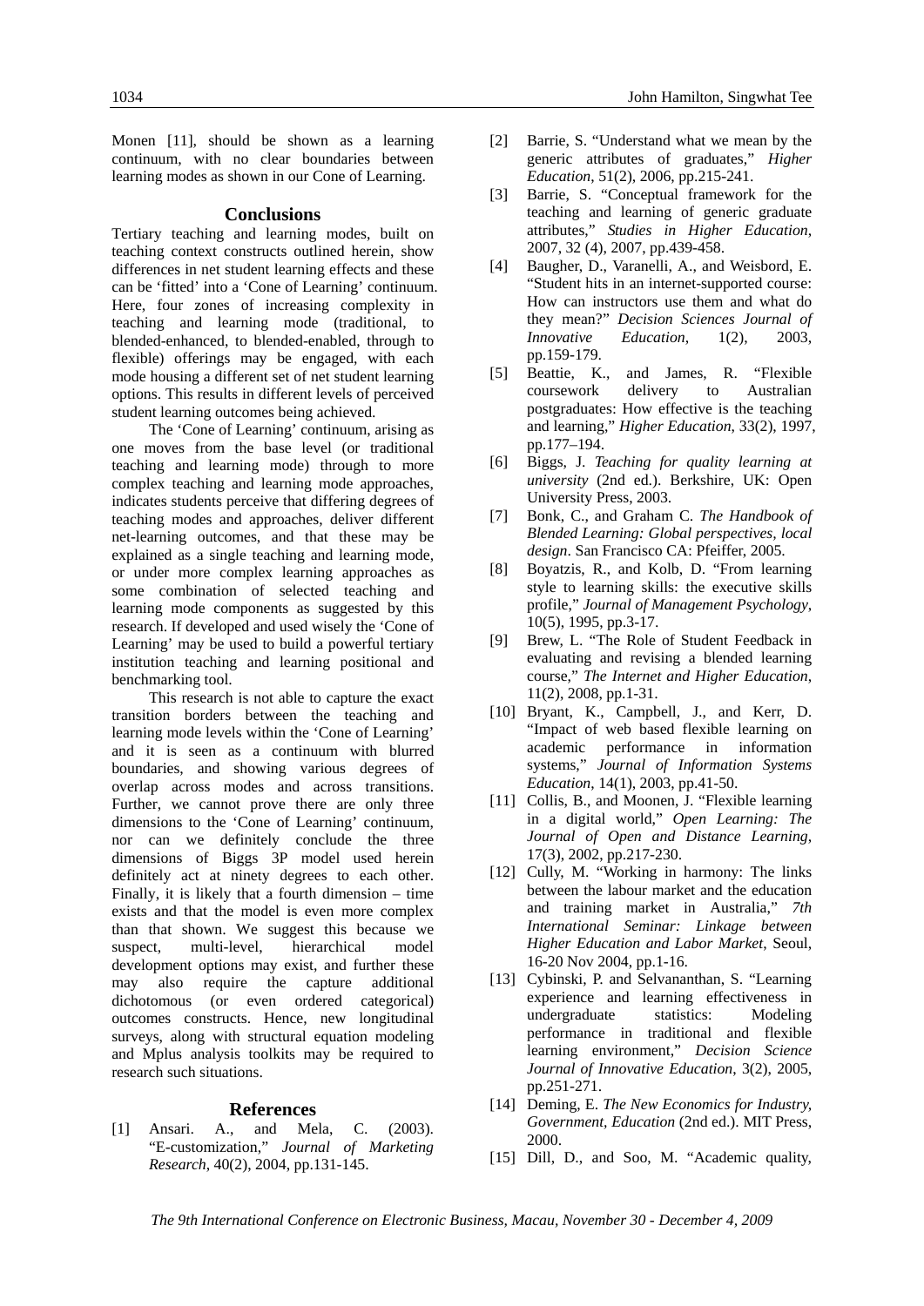Monen [11], should be shown as a learning continuum, with no clear boundaries between learning modes as shown in our Cone of Learning.

## Conclusions

Tertiary teaching and learning modes, built on teaching context constructs outlined herein, show differences in net student learning effects and these can be 'fitted' into a 'Cone of Learning' continuum. Here, four zones of increasing complexity in teaching and learning mode (traditional, to blended-enhanced, to blended-enabled, through to flexible) offerings may be engaged, with each mode housing a different set of net student learning options. This results in different levels of perceived student learning outcomes being achieved.

The 'Cone of Learning' continuum, arising as one moves from the base level (or traditional teaching and learning mode) through to more complex teaching and learning mode approaches, indicates students perceive that differing degrees of teaching modes and approaches, deliver different net-learning outcomes, and that these may be explained as a single teaching and learning mode, or under more complex learning approaches as some combination of selected teaching and learning mode components as suggested by this research. If developed and used wisely the 'Cone of Learning' may be used to build a powerful tertiary institution teaching and learning positional and benchmarking tool.

This research is not able to capture the exact transition borders between the teaching and learning mode levels within the 'Cone of Learning' and it is seen as a continuum with blurred boundaries, and showing various degrees of overlap across modes and across transitions. Further, we cannot prove there are only three dimensions to the 'Cone of Learning' continuum, nor can we definitely conclude the three dimensions of Biggs 3P model used herein definitely act at ninety degrees to each other. Finally, it is likely that a fourth dimension – time exists and that the model is even more complex than that shown. We suggest this because we suspect, multi-level, hierarchical model development options may exist, and further these may also require the capture additional dichotomous (or even ordered categorical) outcomes constructs. Hence, new longitudinal surveys, along with structural equation modeling and Mplus analysis toolkits may be required to research such situations.

## References

[1] Ansari. A., and Mela, C. (2003). "E-customization," *Journal of Marketing Research*, 40(2), 2004, pp.131-145.

[2] Barrie, S. "Understand what we mean by the generic attributes of graduates," *Higher Education*, 51(2), 2006, pp.215-241.

[3] Barrie, S. "Conceptual framework for the teaching and learning of generic graduate attributes," *Studies in Higher Education*, 2007, 32 (4), 2007, pp.439-458.

[4] Baugher, D., Varanelli, A., and Weisbord, E. "Student hits in an internet-supported course: How can instructors use them and what do they mean?" *Decision Sciences Journal of Innovative Education*, 1(2), 2003, pp.159-179.

[5] Beattie, K., and James, R. "Flexible coursework delivery to Australian postgraduates: How effective is the teaching and learning," *Higher Education*, 33(2), 1997, pp.177–194.

[6] Biggs, J. *Teaching for quality learning at university* (2nd ed.). Berkshire, UK: Open University Press, 2003.

[7] Bonk, C., and Graham C. *The Handbook of Blended Learning: Global perspectives, local design*. San Francisco CA: Pfeiffer, 2005.

[8] Boyatzis, R., and Kolb, D. "From learning style to learning skills: the executive skills profile," *Journal of Management Psychology*, 10(5), 1995, pp.3-17.

[9] Brew, L. "The Role of Student Feedback in evaluating and revising a blended learning course," *The Internet and Higher Education*, 11(2), 2008, pp.1-31.

[10] Bryant, K., Campbell, J., and Kerr, D. "Impact of web based flexible learning on academic performance in information systems," *Journal of Information Systems Education*, 14(1), 2003, pp.41-50.

[11] Collis, B., and Moonen, J. "Flexible learning in a digital world," *Open Learning: The Journal of Open and Distance Learning*, 17(3), 2002, pp.217-230.

[12] Cully, M. "Working in harmony: The links between the labour market and the education and training market in Australia," *7th International Seminar: Linkage between Higher Education and Labor Market*, Seoul, 16-20 Nov 2004, pp.1-16.

[13] Cybinski, P. and Selvananthan, S. "Learning experience and learning effectiveness in undergraduate statistics: Modeling performance in traditional and flexible learning environment," *Decision Science Journal of Innovative Education*, 3(2), 2005, pp.251-271.

[14] Deming, E. *The New Economics for Industry, Government, Education* (2nd ed.). MIT Press, 2000.

[15] Dill, D., and Soo, M. "Academic quality,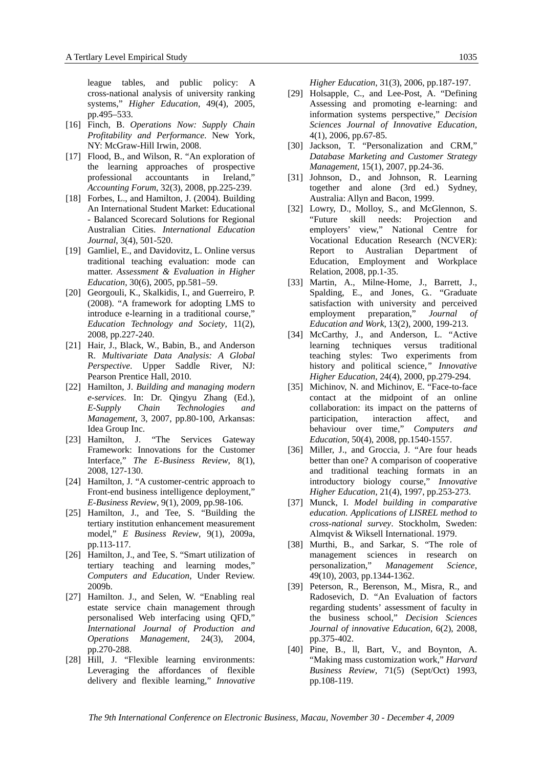league tables, and public policy: A cross-national analysis of university ranking systems," *Higher Education*, 49(4), 2005, pp.495–533.

[16] Finch, B. *Operations Now: Supply Chain Profitability and Performance*. New York, NY: McGraw-Hill Irwin, 2008.

[17] Flood, B., and Wilson, R. "An exploration of the learning approaches of prospective professional accountants in Ireland," *Accounting Forum*, 32(3), 2008, pp.225-239.

[18] Forbes, L., and Hamilton, J. (2004). Building An International Student Market: Educational - Balanced Scorecard Solutions for Regional Australian Cities. *International Education Journal*, 3(4), 501-520.

[19] Gamliel, E., and Davidovitz, L. Online versus traditional teaching evaluation: mode can matter. *Assessment & Evaluation in Higher Education*, 30(6), 2005, pp.581–59.

[20] Georgouli, K., Skalkidis, I., and Guerreiro, P. (2008). "A framework for adopting LMS to introduce e-learning in a traditional course," *Education Technology and Society*, 11(2), 2008, pp.227-240.

[21] Hair, J., Black, W., Babin, B., and Anderson R. *Multivariate Data Analysis: A Global Perspective*. Upper Saddle River, NJ: Pearson Prentice Hall, 2010.

[22] Hamilton, J. *Building and managing modern e-services*. In: Dr. Qingyu Zhang (Ed.), *E-Supply Chain Technologies and Management*, 3, 2007, pp.80-100, Arkansas: Idea Group Inc.

[23] Hamilton, J. "The Services Gateway Framework: Innovations for the Customer Interface," *The E-Business Review*, 8(1), 2008, 127-130.

[24] Hamilton, J. "A customer-centric approach to Front-end business intelligence deployment," *E-Business Review*, 9(1), 2009, pp.98-106.

[25] Hamilton, J., and Tee, S. "Building the tertiary institution enhancement measurement model," *E Business Review*, 9(1), 2009a, pp.113-117.

[26] Hamilton, J., and Tee, S. "Smart utilization of tertiary teaching and learning modes," *Computers and Education*, Under Review. 2009b.

[27] Hamilton. J., and Selen, W. "Enabling real estate service chain management through personalised Web interfacing using QFD," *International Journal of Production and Operations Management*, 24(3), 2004, pp.270-288.

[28] Hill, J. "Flexible learning environments: Leveraging the affordances of flexible delivery and flexible learning," *Innovative Higher Education*, 31(3), 2006, pp.187-197.

[29] Holsapple, C., and Lee-Post, A. "Defining Assessing and promoting e-learning: and information systems perspective," *Decision Sciences Journal of Innovative Education*, 4(1), 2006, pp.67-85.

[30] Jackson, T. "Personalization and CRM," *Database Marketing and Customer Strategy Management*, 15(1), 2007, pp.24-36.

[31] Johnson, D., and Johnson, R. Learning together and alone (3rd ed.) Sydney, Australia: Allyn and Bacon, 1999.

[32] Lowry, D., Molloy, S., and McGlennon, S. "Future skill needs: Projection and employers' view," National Centre for Vocational Education Research (NCVER): Report to Australian Department of Education, Employment and Workplace Relation, 2008, pp.1-35.

[33] Martin, A., Milne-Home, J., Barrett, J., Spalding, E., and Jones, G.. "Graduate satisfaction with university and perceived employment preparation," *Journal of Education and Work*, 13(2), 2000, 199-213.

[34] McCarthy, J., and Anderson, L. "Active learning techniques versus traditional teaching styles: Two experiments from history and political science," *Innovative Higher Education*, 24(4), 2000, pp.279-294.

[35] Michinov, N. and Michinov, E. "Face-to-face contact at the midpoint of an online collaboration: its impact on the patterns of participation, interaction affect, and behaviour over time," *Computers and Education*, 50(4), 2008, pp.1540-1557.

[36] Miller, J., and Groccia, J. "Are four heads better than one? A comparison of cooperative and traditional teaching formats in an introductory biology course," *Innovative Higher Education*, 21(4), 1997, pp.253-273.

[37] Munck, I. *Model building in comparative education. Applications of LISREL method to cross-national survey*. Stockholm, Sweden: Almqvist & Wiksell International. 1979.

[38] Murthi, B., and Sarkar, S. "The role of management sciences in research on personalization," *Management Science*, 49(10), 2003, pp.1344-1362.

[39] Peterson, R., Berenson, M., Misra, R., and Radosevich, D. "An Evaluation of factors regarding students' assessment of faculty in the business school," *Decision Sciences Journal of innovative Education*, 6(2), 2008, pp.375-402.

[40] Pine, B., ll, Bart, V., and Boynton, A. "Making mass customization work," *Harvard Business Review*, 71(5) (Sept/Oct) 1993, pp.108-119.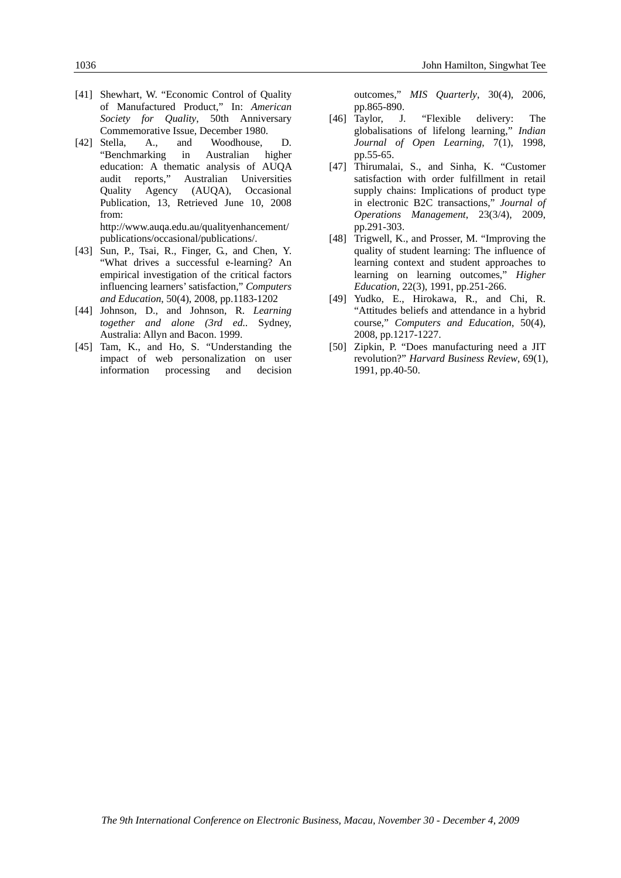[41] Shewhart, W. "Economic Control of Quality of Manufactured Product," In: *American Society for Quality*, 50th Anniversary Commemorative Issue, December 1980.

[42] Stella, A., and Woodhouse, D. "Benchmarking in Australian higher education: A thematic analysis of AUQA audit reports," Australian Universities Quality Agency (AUQA), Occasional Publication, 13, Retrieved June 10, 2008 from: http://www.auqa.edu.au/qualityenhancement/publications/occasional/publications/.

[43] Sun, P., Tsai, R., Finger, G., and Chen, Y. "What drives a successful e-learning? An empirical investigation of the critical factors influencing learners' satisfaction," *Computers and Education*, 50(4), 2008, pp.1183-1202

[44] Johnson, D., and Johnson, R. *Learning together and alone (3rd ed.*. Sydney, Australia: Allyn and Bacon. 1999.

[45] Tam, K., and Ho, S. "Understanding the impact of web personalization on user information processing and decision outcomes," *MIS Quarterly*, 30(4), 2006, pp.865-890.

[46] Taylor, J. "Flexible delivery: The globalisations of lifelong learning," *Indian Journal of Open Learning*, 7(1), 1998, pp.55-65.

[47] Thirumalai, S., and Sinha, K. "Customer satisfaction with order fulfillment in retail supply chains: Implications of product type in electronic B2C transactions," *Journal of Operations Management*, 23(3/4), 2009, pp.291-303.

[48] Trigwell, K., and Prosser, M. "Improving the quality of student learning: The influence of learning context and student approaches to learning on learning outcomes," *Higher Education*, 22(3), 1991, pp.251-266.

[49] Yudko, E., Hirokawa, R., and Chi, R. "Attitudes beliefs and attendance in a hybrid course," *Computers and Education*, 50(4), 2008, pp.1217-1227.

[50] Zipkin, P. "Does manufacturing need a JIT revolution?" *Harvard Business Review*, 69(1), 1991, pp.40-50.